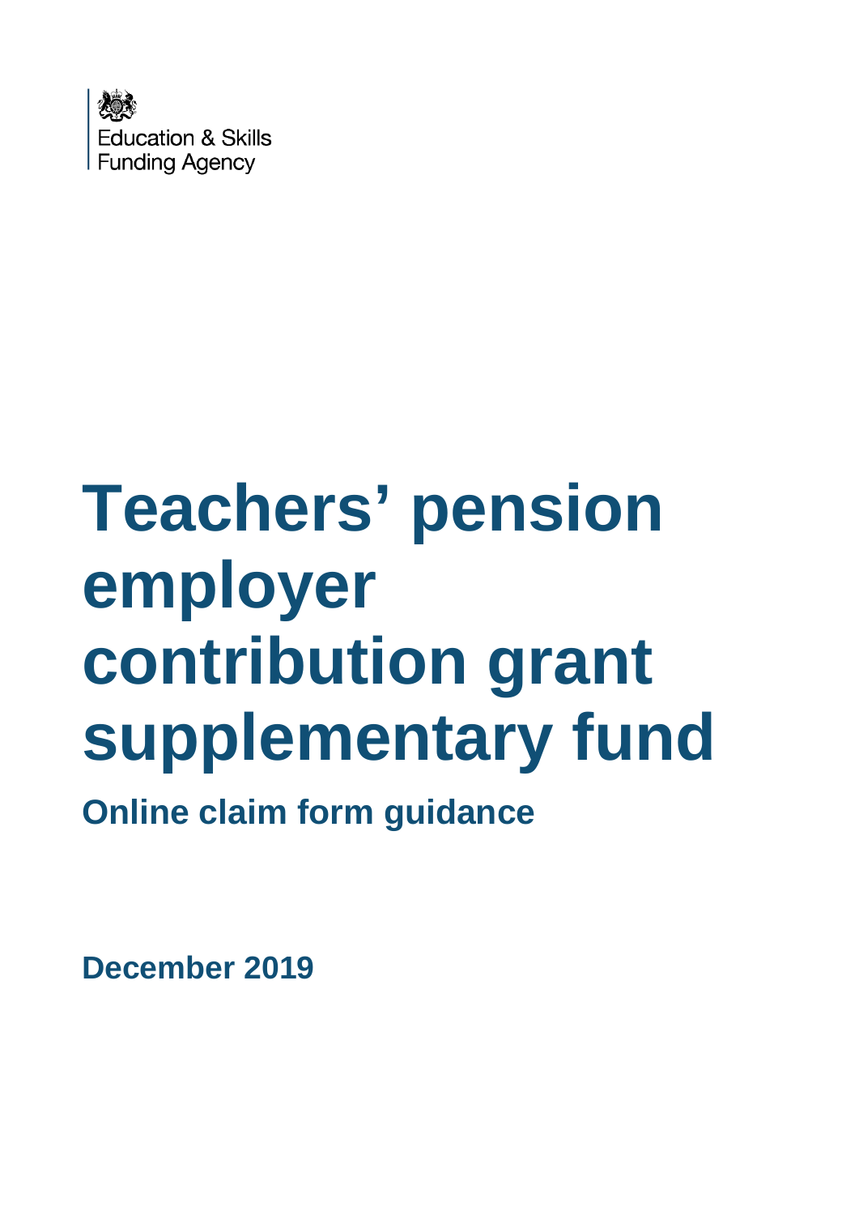Education & Skills Funding Agency

# Teachers' pension employer contribution grant supplementary fund

## Online claim form guidance

**December 2019**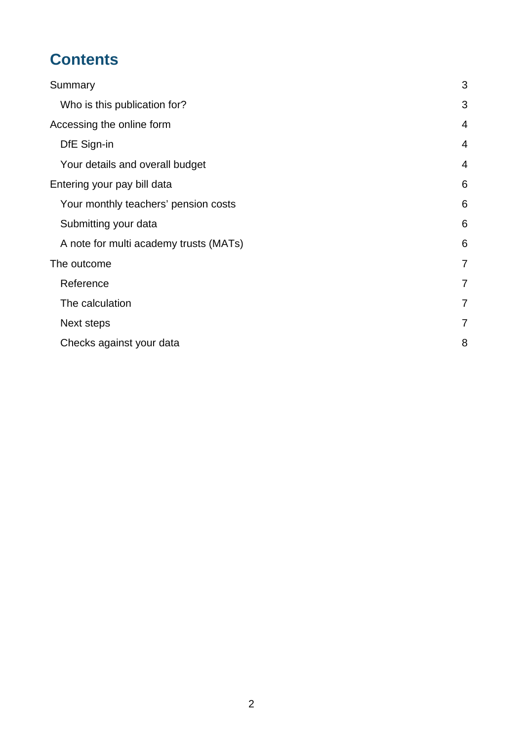# Contents

- Summary 3
  - Who is this publication for? 3
- Accessing the online form 4
  - DfE Sign-in 4
  - Your details and overall budget 4
- Entering your pay bill data 6
  - Your monthly teachers' pension costs 6
  - Submitting your data 6
  - A note for multi academy trusts (MATs) 6
- The outcome 7
  - Reference 7
  - The calculation 7
  - Next steps 7
  - Checks against your data 8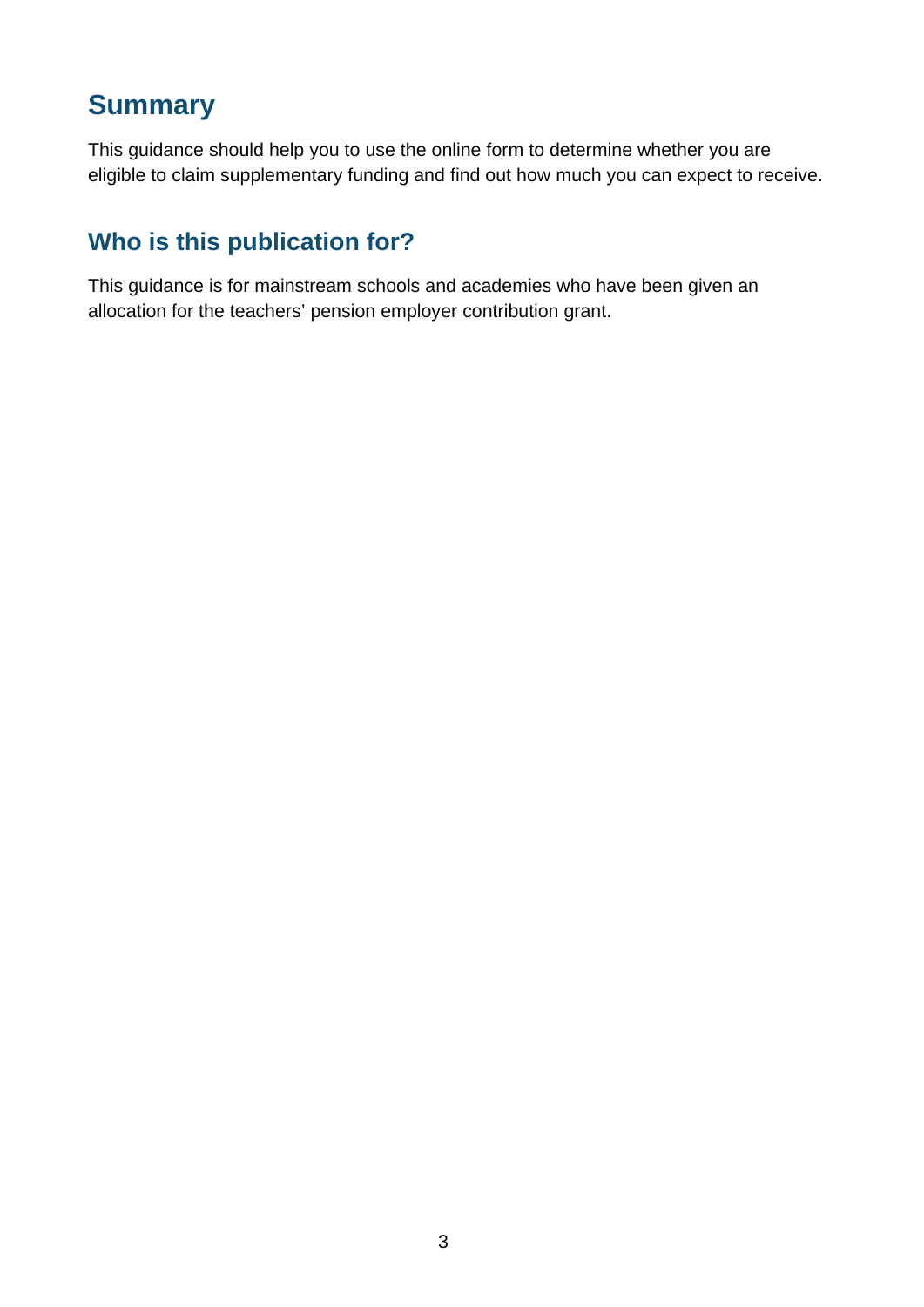## Summary

This guidance should help you to use the online form to determine whether you are eligible to claim supplementary funding and find out how much you can expect to receive.

## Who is this publication for?

This guidance is for mainstream schools and academies who have been given an allocation for the teachers' pension employer contribution grant.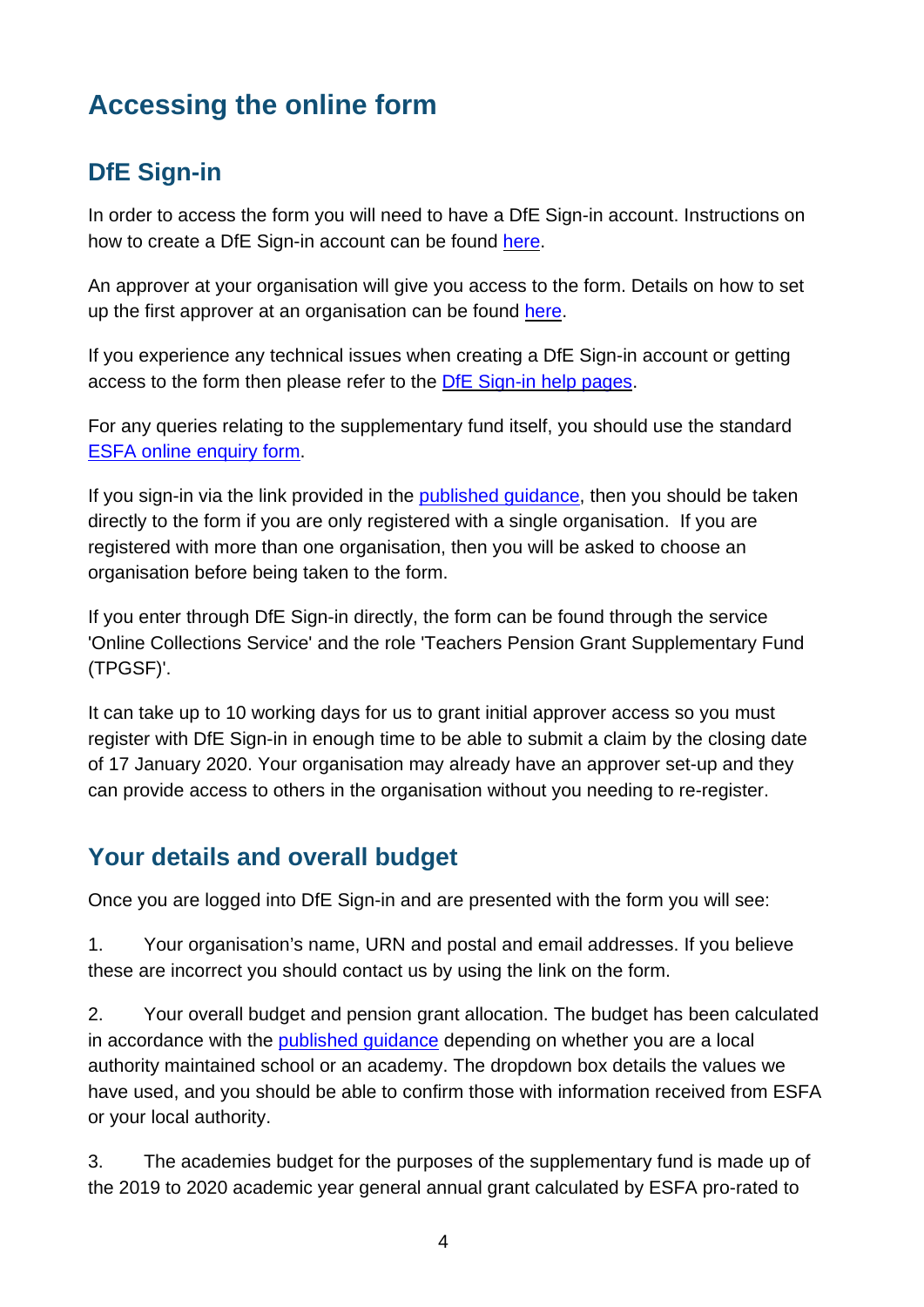# Accessing the online form

## DfE Sign-in

In order to access the form you will need to have a DfE Sign-in account. Instructions on how to create a DfE Sign-in account can be found here.

An approver at your organisation will give you access to the form. Details on how to set up the first approver at an organisation can be found here.

If you experience any technical issues when creating a DfE Sign-in account or getting access to the form then please refer to the DfE Sign-in help pages.

For any queries relating to the supplementary fund itself, you should use the standard ESFA online enquiry form.

If you sign-in via the link provided in the published guidance, then you should be taken directly to the form if you are only registered with a single organisation. If you are registered with more than one organisation, then you will be asked to choose an organisation before being taken to the form.

If you enter through DfE Sign-in directly, the form can be found through the service 'Online Collections Service' and the role 'Teachers Pension Grant Supplementary Fund (TPGSF)'.

It can take up to 10 working days for us to grant initial approver access so you must register with DfE Sign-in in enough time to be able to submit a claim by the closing date of 17 January 2020. Your organisation may already have an approver set-up and they can provide access to others in the organisation without you needing to re-register.

## Your details and overall budget

Once you are logged into DfE Sign-in and are presented with the form you will see:

1. Your organisation's name, URN and postal and email addresses. If you believe these are incorrect you should contact us by using the link on the form.

2. Your overall budget and pension grant allocation. The budget has been calculated in accordance with the published guidance depending on whether you are a local authority maintained school or an academy. The dropdown box details the values we have used, and you should be able to confirm those with information received from ESFA or your local authority.

3. The academies budget for the purposes of the supplementary fund is made up of the 2019 to 2020 academic year general annual grant calculated by ESFA pro-rated to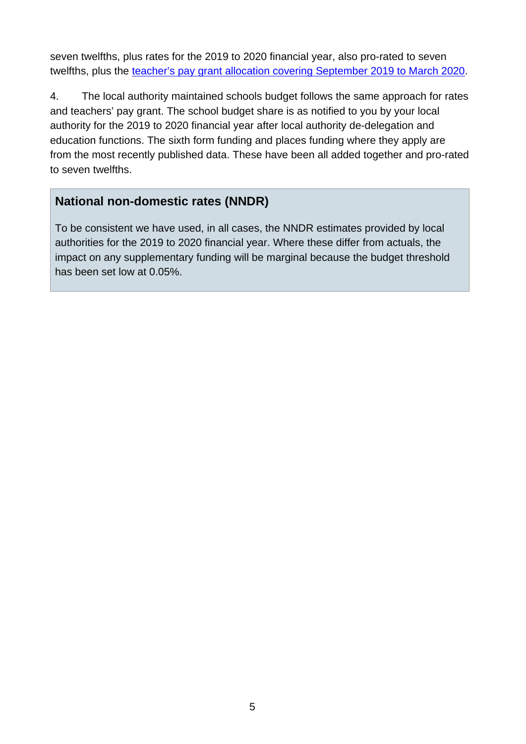seven twelfths, plus rates for the 2019 to 2020 financial year, also pro-rated to seven twelfths, plus the teacher's pay grant allocation covering September 2019 to March 2020.

4. The local authority maintained schools budget follows the same approach for rates and teachers' pay grant. The school budget share is as notified to you by your local authority for the 2019 to 2020 financial year after local authority de-delegation and education functions. The sixth form funding and places funding where they apply are from the most recently published data. These have been all added together and pro-rated to seven twelfths.

### National non-domestic rates (NNDR)

To be consistent we have used, in all cases, the NNDR estimates provided by local authorities for the 2019 to 2020 financial year. Where these differ from actuals, the impact on any supplementary funding will be marginal because the budget threshold has been set low at 0.05%.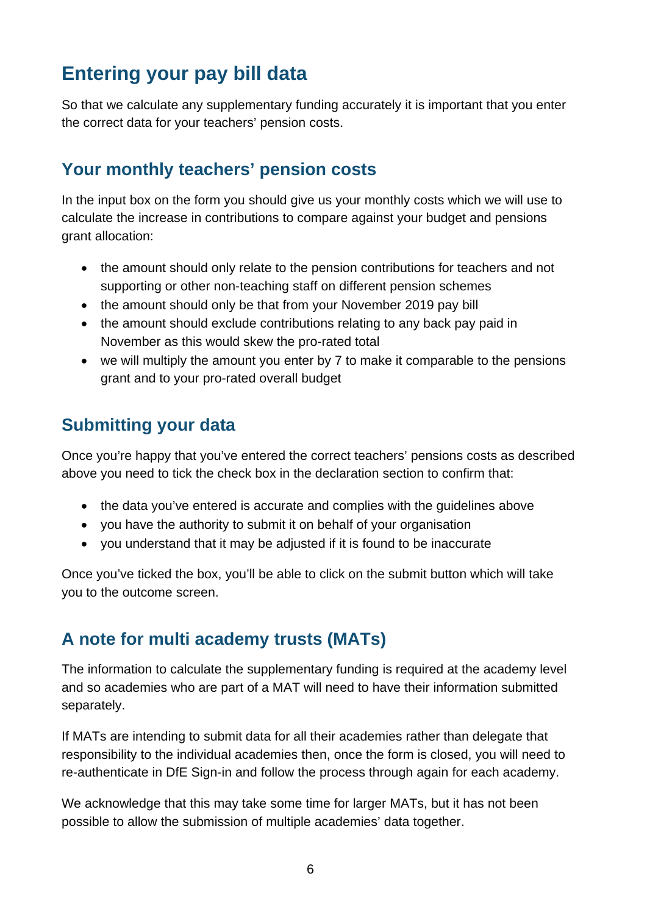# Entering your pay bill data

So that we calculate any supplementary funding accurately it is important that you enter the correct data for your teachers' pension costs.

## Your monthly teachers' pension costs

In the input box on the form you should give us your monthly costs which we will use to calculate the increase in contributions to compare against your budget and pensions grant allocation:

- the amount should only relate to the pension contributions for teachers and not supporting or other non-teaching staff on different pension schemes
- the amount should only be that from your November 2019 pay bill
- the amount should exclude contributions relating to any back pay paid in November as this would skew the pro-rated total
- we will multiply the amount you enter by 7 to make it comparable to the pensions grant and to your pro-rated overall budget

## Submitting your data

Once you're happy that you've entered the correct teachers' pensions costs as described above you need to tick the check box in the declaration section to confirm that:

- the data you've entered is accurate and complies with the guidelines above
- you have the authority to submit it on behalf of your organisation
- you understand that it may be adjusted if it is found to be inaccurate

Once you've ticked the box, you'll be able to click on the submit button which will take you to the outcome screen.

## A note for multi academy trusts (MATs)

The information to calculate the supplementary funding is required at the academy level and so academies who are part of a MAT will need to have their information submitted separately.

If MATs are intending to submit data for all their academies rather than delegate that responsibility to the individual academies then, once the form is closed, you will need to re-authenticate in DfE Sign-in and follow the process through again for each academy.

We acknowledge that this may take some time for larger MATs, but it has not been possible to allow the submission of multiple academies' data together.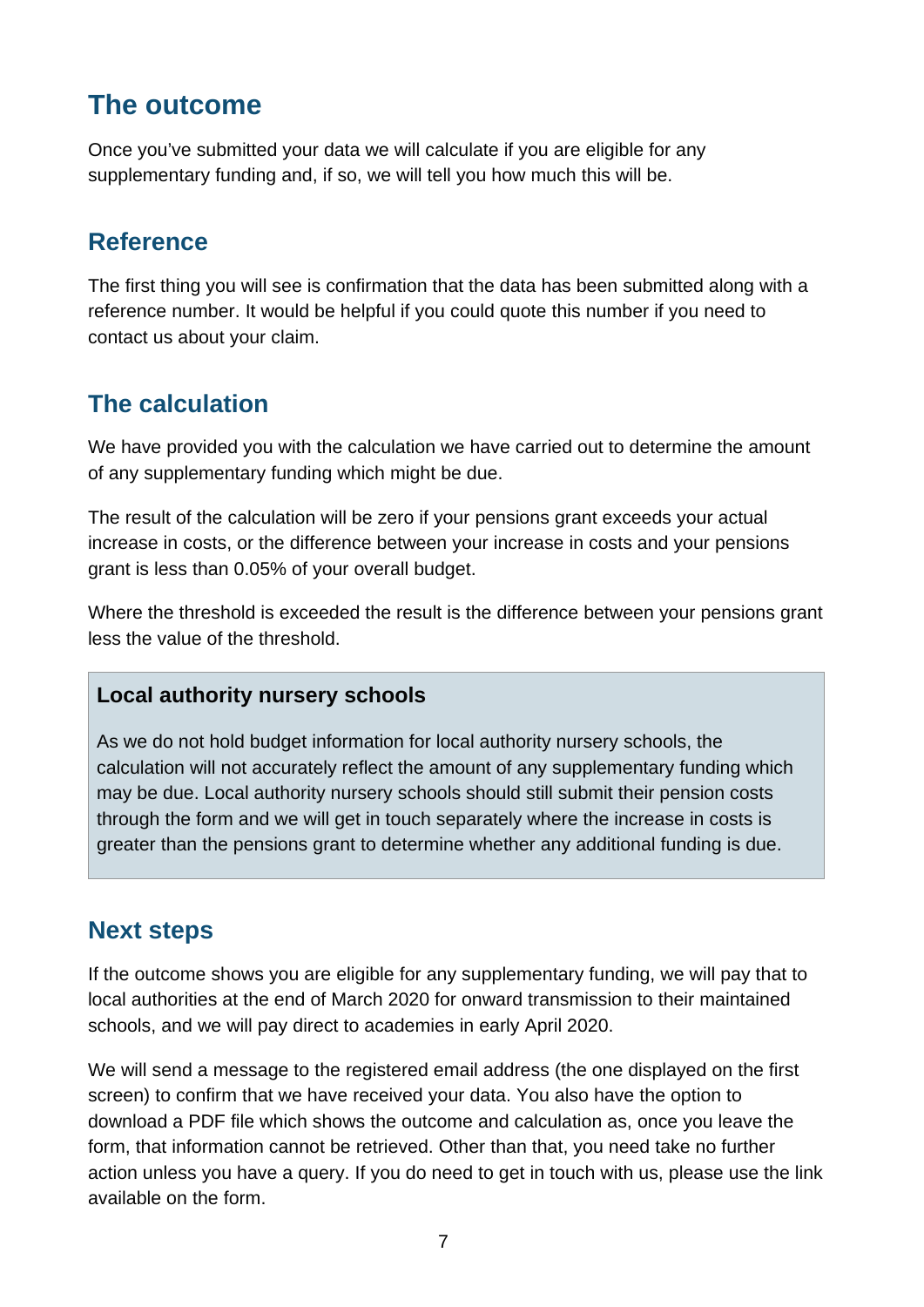## The outcome

Once you've submitted your data we will calculate if you are eligible for any supplementary funding and, if so, we will tell you how much this will be.

### Reference

The first thing you will see is confirmation that the data has been submitted along with a reference number. It would be helpful if you could quote this number if you need to contact us about your claim.

### The calculation

We have provided you with the calculation we have carried out to determine the amount of any supplementary funding which might be due.

The result of the calculation will be zero if your pensions grant exceeds your actual increase in costs, or the difference between your increase in costs and your pensions grant is less than 0.05% of your overall budget.

Where the threshold is exceeded the result is the difference between your pensions grant less the value of the threshold.

**Local authority nursery schools**

As we do not hold budget information for local authority nursery schools, the calculation will not accurately reflect the amount of any supplementary funding which may be due. Local authority nursery schools should still submit their pension costs through the form and we will get in touch separately where the increase in costs is greater than the pensions grant to determine whether any additional funding is due.

### Next steps

If the outcome shows you are eligible for any supplementary funding, we will pay that to local authorities at the end of March 2020 for onward transmission to their maintained schools, and we will pay direct to academies in early April 2020.

We will send a message to the registered email address (the one displayed on the first screen) to confirm that we have received your data. You also have the option to download a PDF file which shows the outcome and calculation as, once you leave the form, that information cannot be retrieved. Other than that, you need take no further action unless you have a query. If you do need to get in touch with us, please use the link available on the form.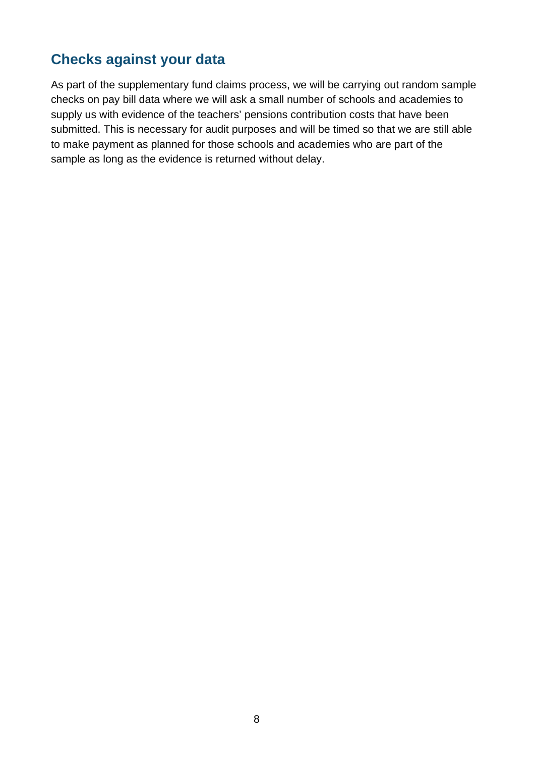## Checks against your data

As part of the supplementary fund claims process, we will be carrying out random sample checks on pay bill data where we will ask a small number of schools and academies to supply us with evidence of the teachers' pensions contribution costs that have been submitted. This is necessary for audit purposes and will be timed so that we are still able to make payment as planned for those schools and academies who are part of the sample as long as the evidence is returned without delay.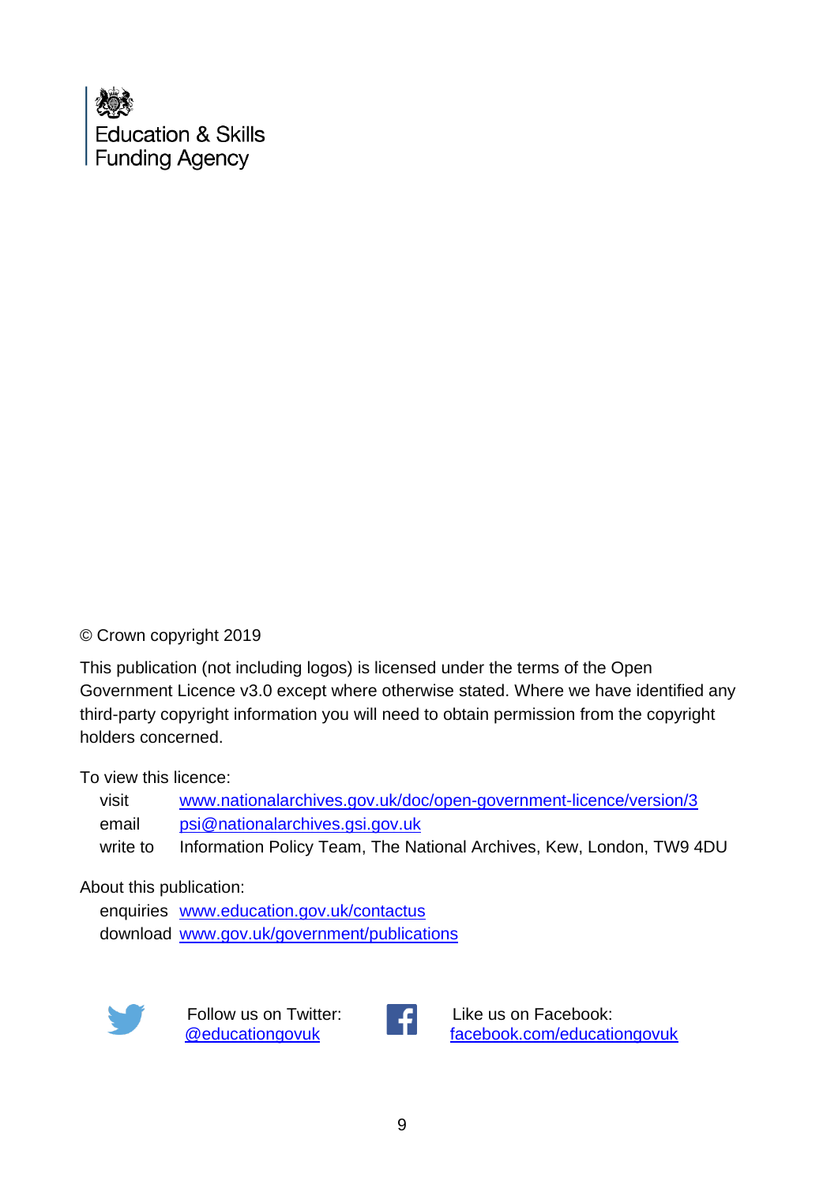Education & Skills Funding Agency

© Crown copyright 2019

This publication (not including logos) is licensed under the terms of the Open Government Licence v3.0 except where otherwise stated. Where we have identified any third-party copyright information you will need to obtain permission from the copyright holders concerned.

To view this licence:

visit [www.nationalarchives.gov.uk/doc/open-government-licence/version/3](http://www.nationalarchives.gov.uk/doc/open-government-licence/version/3)
email [psi@nationalarchives.gsi.gov.uk](mailto:psi@nationalarchives.gsi.gov.uk)
write to Information Policy Team, The National Archives, Kew, London, TW9 4DU

About this publication:

enquiries [www.education.gov.uk/contactus](http://www.education.gov.uk/contactus)
download [www.gov.uk/government/publications](http://www.gov.uk/government/publications)

Follow us on Twitter: [@educationgovuk](http://twitter.com/educationgovuk)

Like us on Facebook: [facebook.com/educationgovuk](http://www.facebook.com/educationgovuk)